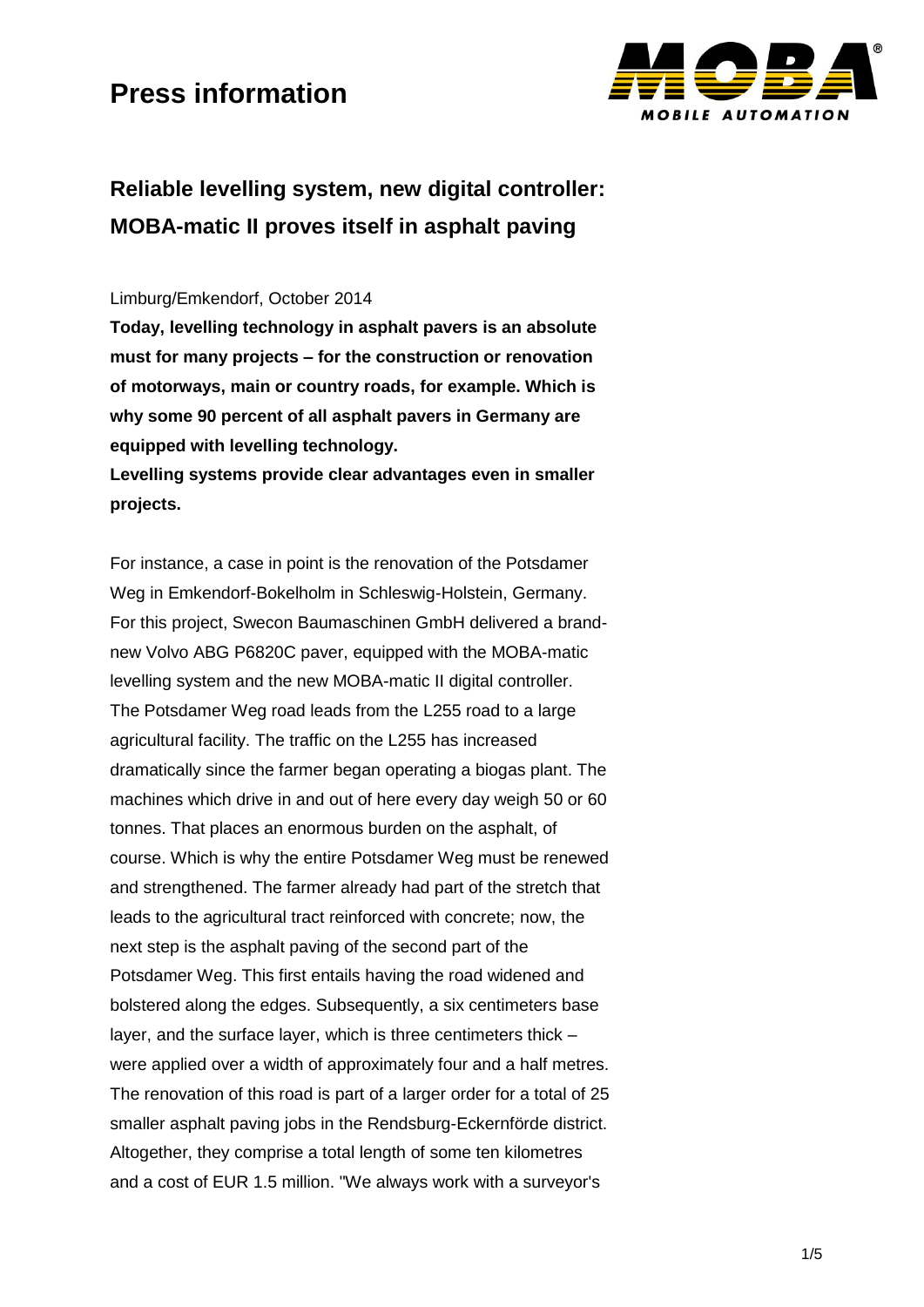# Press information

## Reliable levelling system, new digital controller: MOBA-matic II proves itself in asphalt paving

Limburg/Emkendorf, October 2014

**Today, levelling technology in asphalt pavers is an absolute must for many projects – for the construction or renovation of motorways, main or country roads, for example. Which is why some 90 percent of all asphalt pavers in Germany are equipped with levelling technology.**

**Levelling systems provide clear advantages even in smaller projects.**

For instance, a case in point is the renovation of the Potsdamer Weg in Emkendorf-Bokelholm in Schleswig-Holstein, Germany. For this project, Swecon Baumaschinen GmbH delivered a brand-new Volvo ABG P6820C paver, equipped with the MOBA-matic levelling system and the new MOBA-matic II digital controller. The Potsdamer Weg road leads from the L255 road to a large agricultural facility. The traffic on the L255 has increased dramatically since the farmer began operating a biogas plant. The machines which drive in and out of here every day weigh 50 or 60 tonnes. That places an enormous burden on the asphalt, of course. Which is why the entire Potsdamer Weg must be renewed and strengthened. The farmer already had part of the stretch that leads to the agricultural tract reinforced with concrete; now, the next step is the asphalt paving of the second part of the Potsdamer Weg. This first entails having the road widened and bolstered along the edges. Subsequently, a six centimeters base layer, and the surface layer, which is three centimeters thick – were applied over a width of approximately four and a half metres. The renovation of this road is part of a larger order for a total of 25 smaller asphalt paving jobs in the Rendsburg-Eckernförde district. Altogether, they comprise a total length of some ten kilometres and a cost of EUR 1.5 million. "We always work with a surveyor's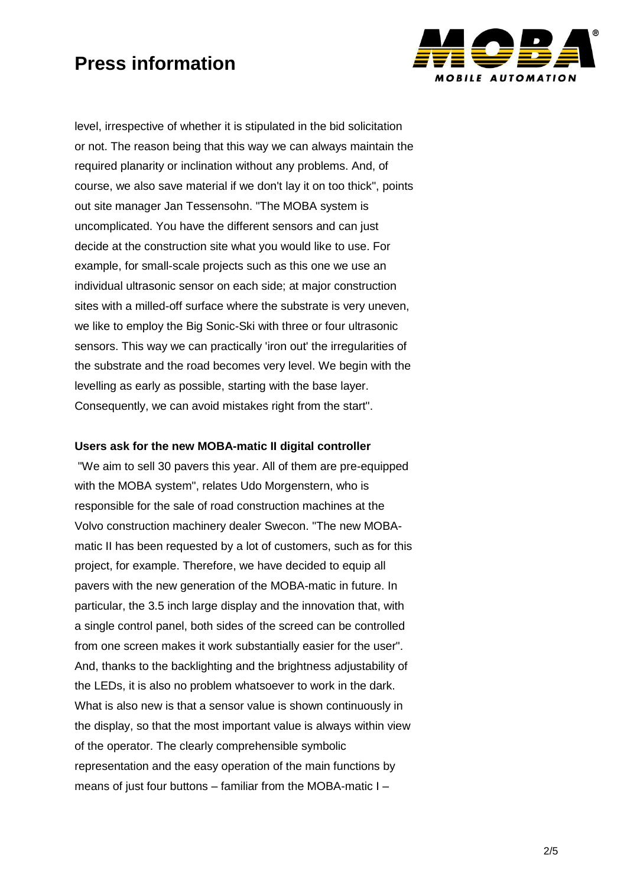level, irrespective of whether it is stipulated in the bid solicitation or not. The reason being that this way we can always maintain the required planarity or inclination without any problems. And, of course, we also save material if we don't lay it on too thick", points out site manager Jan Tessensohn. "The MOBA system is uncomplicated. You have the different sensors and can just decide at the construction site what you would like to use. For example, for small-scale projects such as this one we use an individual ultrasonic sensor on each side; at major construction sites with a milled-off surface where the substrate is very uneven, we like to employ the Big Sonic-Ski with three or four ultrasonic sensors. This way we can practically 'iron out' the irregularities of the substrate and the road becomes very level. We begin with the levelling as early as possible, starting with the base layer. Consequently, we can avoid mistakes right from the start".

**Users ask for the new MOBA-matic II digital controller**

"We aim to sell 30 pavers this year. All of them are pre-equipped with the MOBA system", relates Udo Morgenstern, who is responsible for the sale of road construction machines at the Volvo construction machinery dealer Swecon. "The new MOBA-matic II has been requested by a lot of customers, such as for this project, for example. Therefore, we have decided to equip all pavers with the new generation of the MOBA-matic in future. In particular, the 3.5 inch large display and the innovation that, with a single control panel, both sides of the screed can be controlled from one screen makes it work substantially easier for the user". And, thanks to the backlighting and the brightness adjustability of the LEDs, it is also no problem whatsoever to work in the dark. What is also new is that a sensor value is shown continuously in the display, so that the most important value is always within view of the operator. The clearly comprehensible symbolic representation and the easy operation of the main functions by means of just four buttons – familiar from the MOBA-matic I –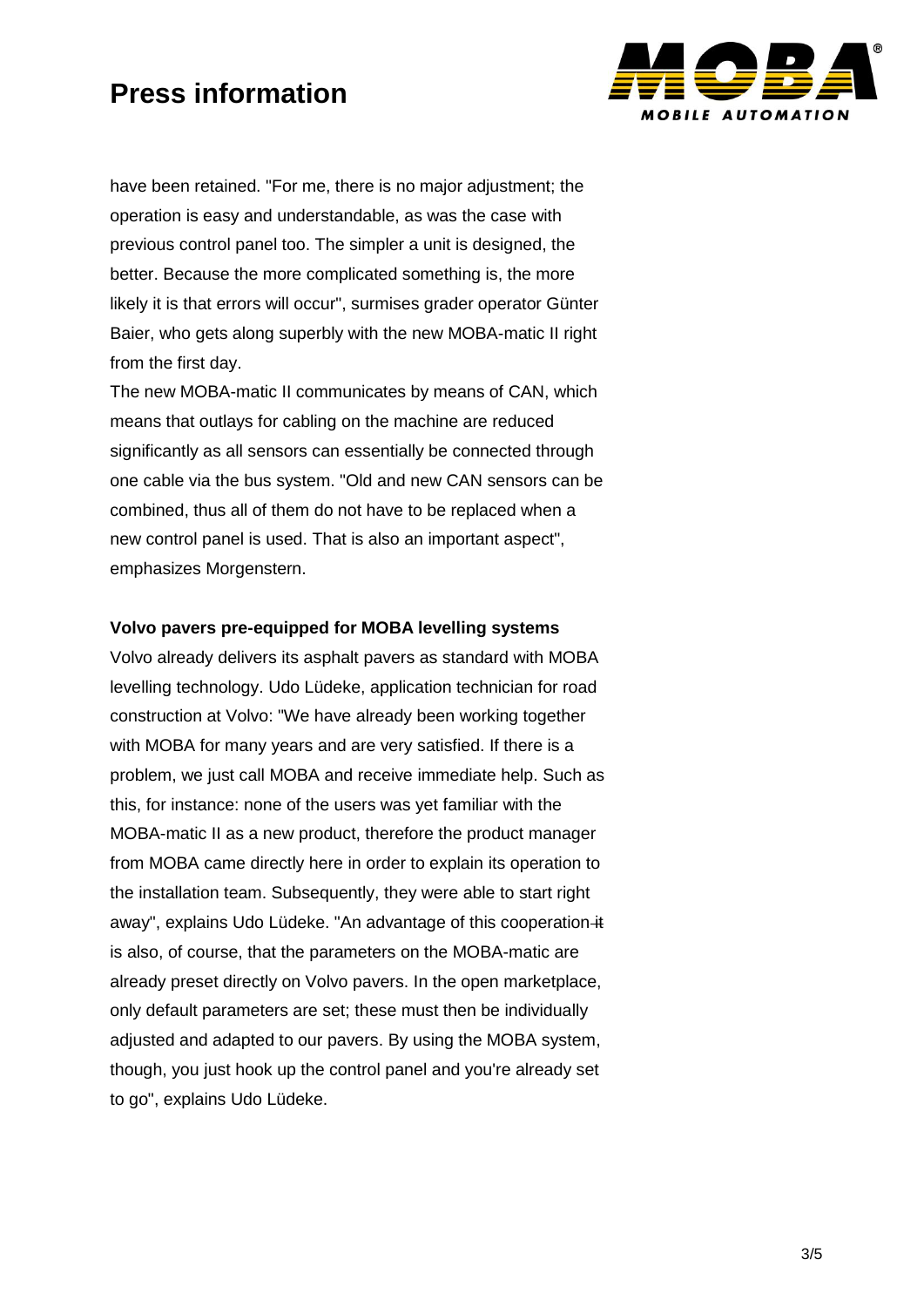have been retained. "For me, there is no major adjustment; the operation is easy and understandable, as was the case with previous control panel too. The simpler a unit is designed, the better. Because the more complicated something is, the more likely it is that errors will occur", surmises grader operator Günter Baier, who gets along superbly with the new MOBA-matic II right from the first day.

The new MOBA-matic II communicates by means of CAN, which means that outlays for cabling on the machine are reduced significantly as all sensors can essentially be connected through one cable via the bus system. "Old and new CAN sensors can be combined, thus all of them do not have to be replaced when a new control panel is used. That is also an important aspect", emphasizes Morgenstern.

**Volvo pavers pre-equipped for MOBA levelling systems**

Volvo already delivers its asphalt pavers as standard with MOBA levelling technology. Udo Lüdeke, application technician for road construction at Volvo: "We have already been working together with MOBA for many years and are very satisfied. If there is a problem, we just call MOBA and receive immediate help. Such as this, for instance: none of the users was yet familiar with the MOBA-matic II as a new product, therefore the product manager from MOBA came directly here in order to explain its operation to the installation team. Subsequently, they were able to start right away", explains Udo Lüdeke. "An advantage of this cooperation ~~it~~ is also, of course, that the parameters on the MOBA-matic are already preset directly on Volvo pavers. In the open marketplace, only default parameters are set; these must then be individually adjusted and adapted to our pavers. By using the MOBA system, though, you just hook up the control panel and you're already set to go", explains Udo Lüdeke.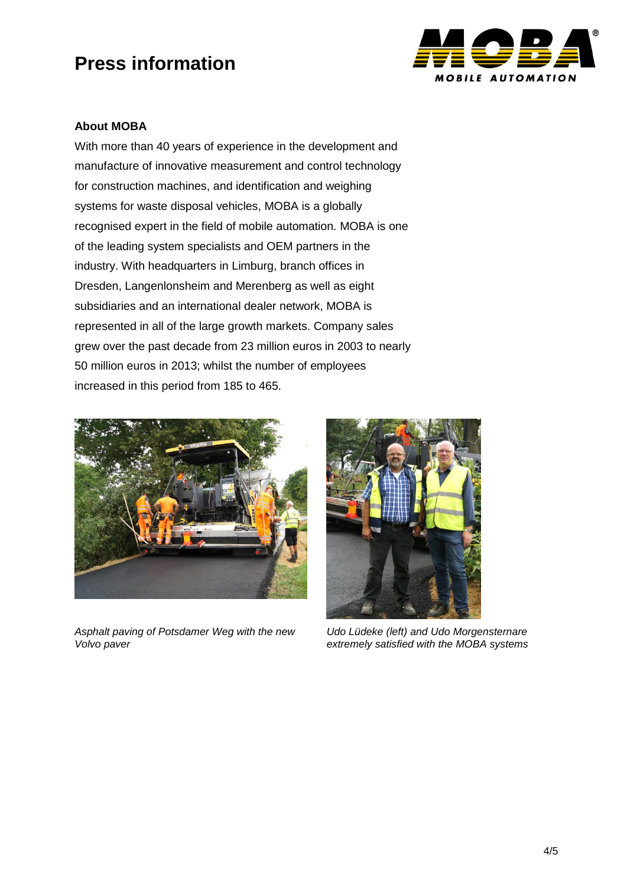# Press information

**About MOBA**

With more than 40 years of experience in the development and manufacture of innovative measurement and control technology for construction machines, and identification and weighing systems for waste disposal vehicles, MOBA is a globally recognised expert in the field of mobile automation. MOBA is one of the leading system specialists and OEM partners in the industry. With headquarters in Limburg, branch offices in Dresden, Langenlonsheim and Merenberg as well as eight subsidiaries and an international dealer network, MOBA is represented in all of the large growth markets. Company sales grew over the past decade from 23 million euros in 2003 to nearly 50 million euros in 2013; whilst the number of employees increased in this period from 185 to 465.

*Asphalt paving of Potsdamer Weg with the new Volvo paver*

*Udo Lüdeke (left) and Udo Morgensternare extremely satisfied with the MOBA systems*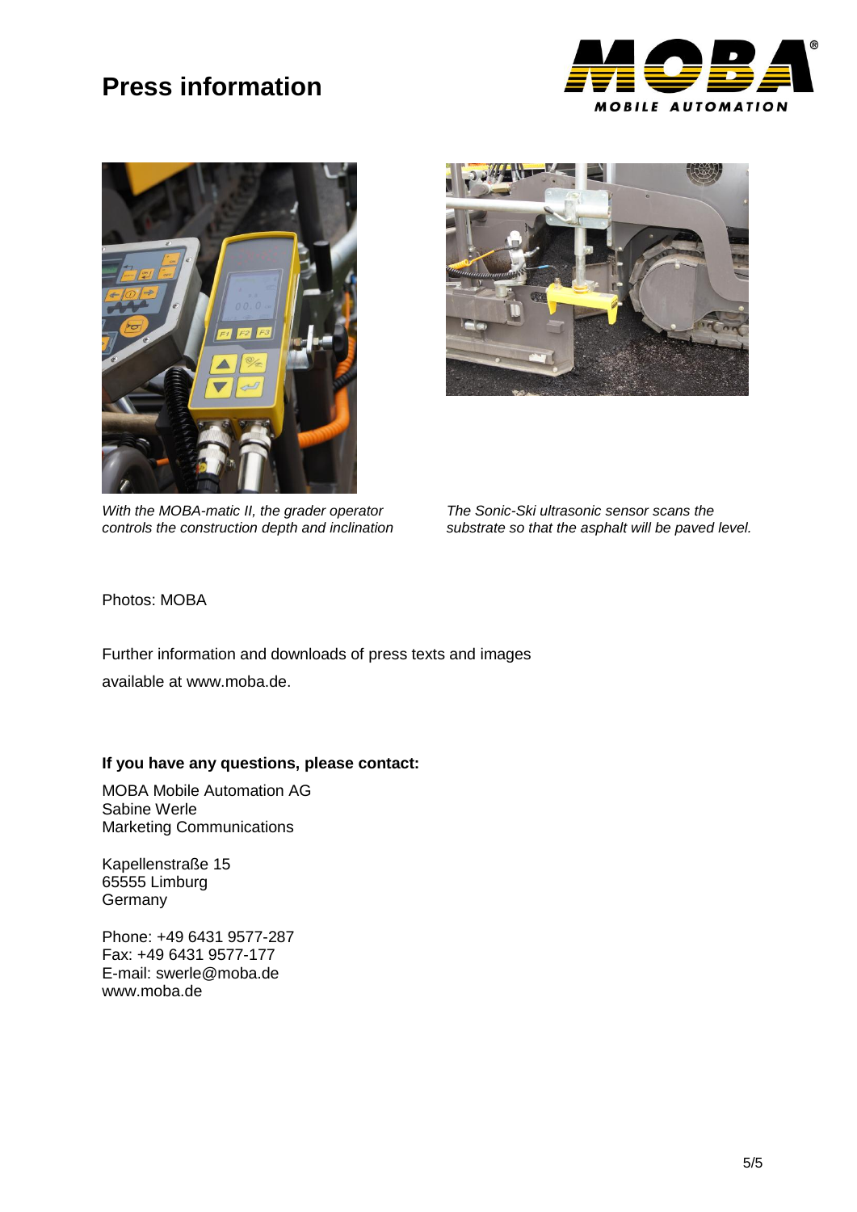*With the MOBA-matic II, the grader operator controls the construction depth and inclination*

*The Sonic-Ski ultrasonic sensor scans the substrate so that the asphalt will be paved level.*

Photos: MOBA

Further information and downloads of press texts and images available at www.moba.de.

**If you have any questions, please contact:**

MOBA Mobile Automation AG
Sabine Werle
Marketing Communications

Kapellenstraße 15
65555 Limburg
Germany

Phone: +49 6431 9577-287
Fax: +49 6431 9577-177
E-mail: swerle@moba.de
www.moba.de